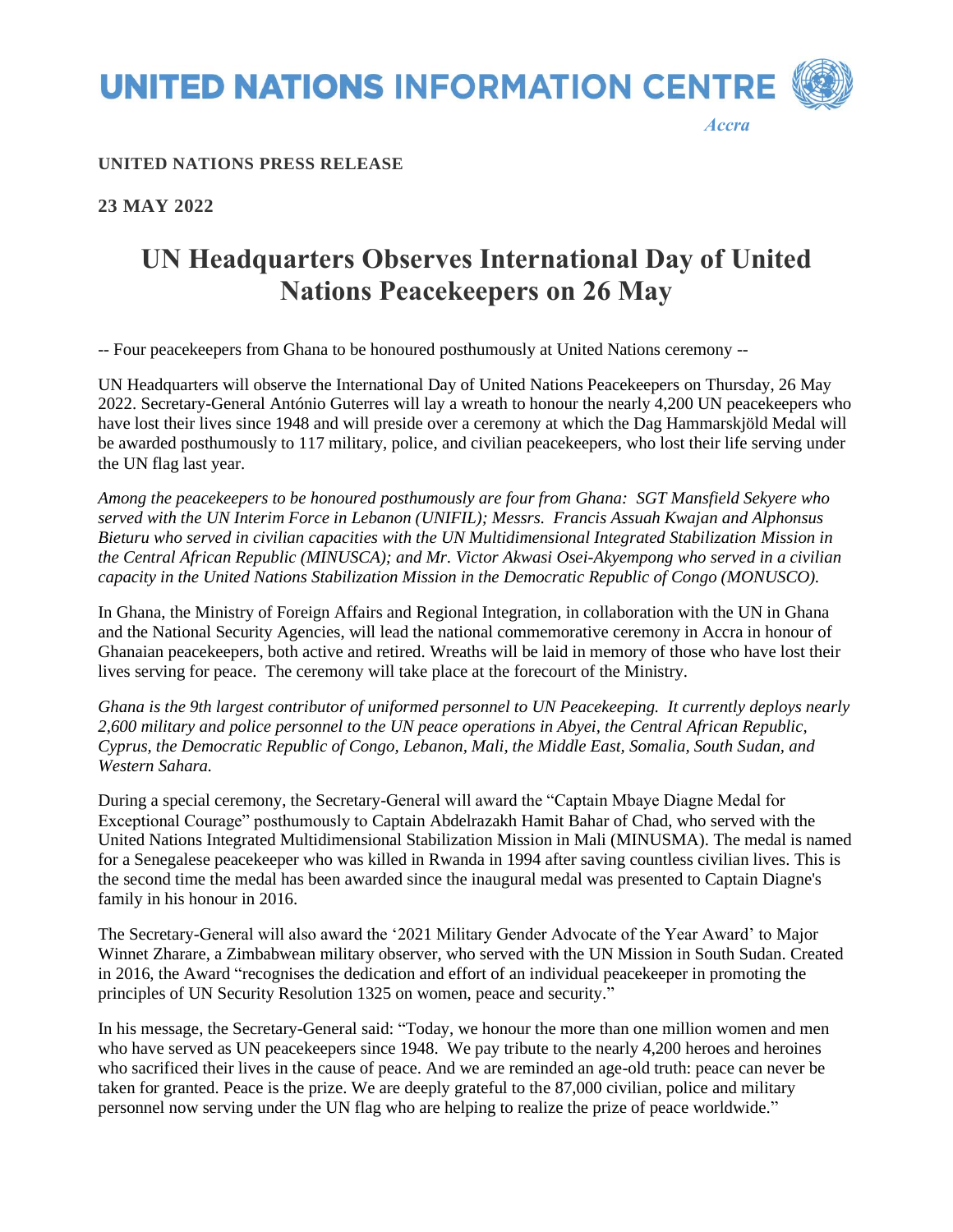UNITED NATIONS INFORMATION CENTRE

*Accra*

**UNITED NATIONS PRESS RELEASE**

**23 MAY 2022**

# UN Headquarters Observes International Day of United Nations Peacekeepers on 26 May

-- Four peacekeepers from Ghana to be honoured posthumously at United Nations ceremony --

UN Headquarters will observe the International Day of United Nations Peacekeepers on Thursday, 26 May 2022. Secretary-General António Guterres will lay a wreath to honour the nearly 4,200 UN peacekeepers who have lost their lives since 1948 and will preside over a ceremony at which the Dag Hammarskjöld Medal will be awarded posthumously to 117 military, police, and civilian peacekeepers, who lost their life serving under the UN flag last year.

*Among the peacekeepers to be honoured posthumously are four from Ghana: SGT Mansfield Sekyere who served with the UN Interim Force in Lebanon (UNIFIL); Messrs. Francis Assuah Kwajan and Alphonsus Bieturu who served in civilian capacities with the UN Multidimensional Integrated Stabilization Mission in the Central African Republic (MINUSCA); and Mr. Victor Akwasi Osei-Akyempong who served in a civilian capacity in the United Nations Stabilization Mission in the Democratic Republic of Congo (MONUSCO).*

In Ghana, the Ministry of Foreign Affairs and Regional Integration, in collaboration with the UN in Ghana and the National Security Agencies, will lead the national commemorative ceremony in Accra in honour of Ghanaian peacekeepers, both active and retired. Wreaths will be laid in memory of those who have lost their lives serving for peace. The ceremony will take place at the forecourt of the Ministry.

*Ghana is the 9th largest contributor of uniformed personnel to UN Peacekeeping. It currently deploys nearly 2,600 military and police personnel to the UN peace operations in Abyei, the Central African Republic, Cyprus, the Democratic Republic of Congo, Lebanon, Mali, the Middle East, Somalia, South Sudan, and Western Sahara.*

During a special ceremony, the Secretary-General will award the "Captain Mbaye Diagne Medal for Exceptional Courage" posthumously to Captain Abdelrazakh Hamit Bahar of Chad, who served with the United Nations Integrated Multidimensional Stabilization Mission in Mali (MINUSMA). The medal is named for a Senegalese peacekeeper who was killed in Rwanda in 1994 after saving countless civilian lives. This is the second time the medal has been awarded since the inaugural medal was presented to Captain Diagne's family in his honour in 2016.

The Secretary-General will also award the '2021 Military Gender Advocate of the Year Award' to Major Winnet Zharare, a Zimbabwean military observer, who served with the UN Mission in South Sudan. Created in 2016, the Award "recognises the dedication and effort of an individual peacekeeper in promoting the principles of UN Security Resolution 1325 on women, peace and security."

In his message, the Secretary-General said: "Today, we honour the more than one million women and men who have served as UN peacekeepers since 1948. We pay tribute to the nearly 4,200 heroes and heroines who sacrificed their lives in the cause of peace. And we are reminded an age-old truth: peace can never be taken for granted. Peace is the prize. We are deeply grateful to the 87,000 civilian, police and military personnel now serving under the UN flag who are helping to realize the prize of peace worldwide."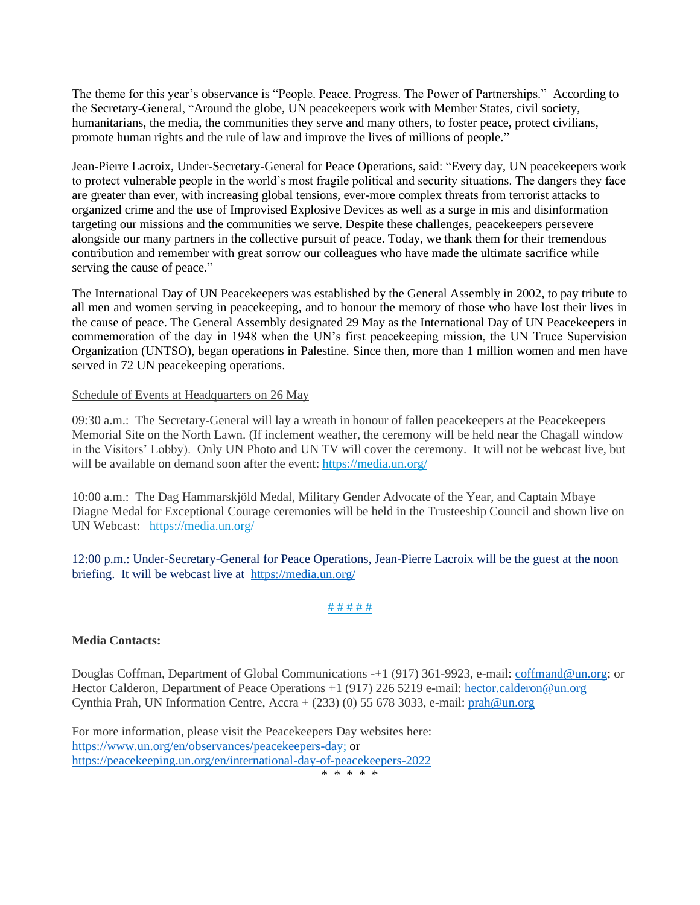The theme for this year's observance is "People. Peace. Progress. The Power of Partnerships." According to the Secretary-General, "Around the globe, UN peacekeepers work with Member States, civil society, humanitarians, the media, the communities they serve and many others, to foster peace, protect civilians, promote human rights and the rule of law and improve the lives of millions of people."

Jean-Pierre Lacroix, Under-Secretary-General for Peace Operations, said: "Every day, UN peacekeepers work to protect vulnerable people in the world's most fragile political and security situations. The dangers they face are greater than ever, with increasing global tensions, ever-more complex threats from terrorist attacks to organized crime and the use of Improvised Explosive Devices as well as a surge in mis and disinformation targeting our missions and the communities we serve. Despite these challenges, peacekeepers persevere alongside our many partners in the collective pursuit of peace. Today, we thank them for their tremendous contribution and remember with great sorrow our colleagues who have made the ultimate sacrifice while serving the cause of peace."

The International Day of UN Peacekeepers was established by the General Assembly in 2002, to pay tribute to all men and women serving in peacekeeping, and to honour the memory of those who have lost their lives in the cause of peace. The General Assembly designated 29 May as the International Day of UN Peacekeepers in commemoration of the day in 1948 when the UN's first peacekeeping mission, the UN Truce Supervision Organization (UNTSO), began operations in Palestine. Since then, more than 1 million women and men have served in 72 UN peacekeeping operations.

Schedule of Events at Headquarters on 26 May

09:30 a.m.: The Secretary-General will lay a wreath in honour of fallen peacekeepers at the Peacekeepers Memorial Site on the North Lawn. (If inclement weather, the ceremony will be held near the Chagall window in the Visitors' Lobby). Only UN Photo and UN TV will cover the ceremony. It will not be webcast live, but will be available on demand soon after the event: https://media.un.org/

10:00 a.m.: The Dag Hammarskjöld Medal, Military Gender Advocate of the Year, and Captain Mbaye Diagne Medal for Exceptional Courage ceremonies will be held in the Trusteeship Council and shown live on UN Webcast: https://media.un.org/

12:00 p.m.: Under-Secretary-General for Peace Operations, Jean-Pierre Lacroix will be the guest at the noon briefing. It will be webcast live at https://media.un.org/

# # # # #

**Media Contacts:**

Douglas Coffman, Department of Global Communications -+1 (917) 361-9923, e-mail: coffmand@un.org; or
Hector Calderon, Department of Peace Operations +1 (917) 226 5219 e-mail: hector.calderon@un.org
Cynthia Prah, UN Information Centre, Accra + (233) (0) 55 678 3033, e-mail: prah@un.org

For more information, please visit the Peacekeepers Day websites here:
https://www.un.org/en/observances/peacekeepers-day; or
https://peacekeeping.un.org/en/international-day-of-peacekeepers-2022

\* \* \* \* \*